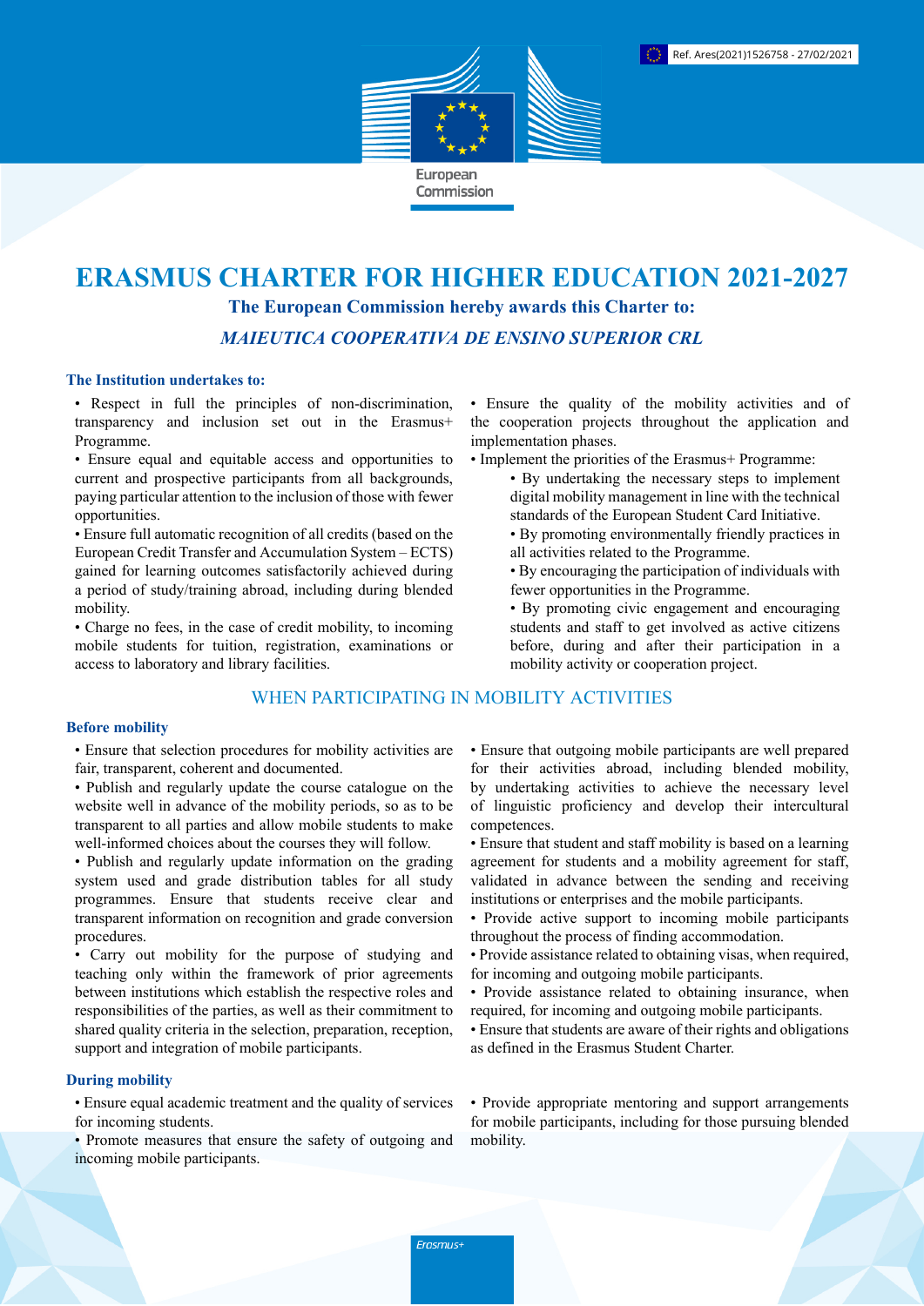Ref. Ares(2021)1526758 - 27/02/2021

European Commission

# ERASMUS CHARTER FOR HIGHER EDUCATION 2021-2027

**The European Commission hereby awards this Charter to:**

***MAIEUTICA COOPERATIVA DE ENSINO SUPERIOR CRL***

### The Institution undertakes to:

- Respect in full the principles of non-discrimination, transparency and inclusion set out in the Erasmus+ Programme.
- Ensure equal and equitable access and opportunities to current and prospective participants from all backgrounds, paying particular attention to the inclusion of those with fewer opportunities.
- Ensure full automatic recognition of all credits (based on the European Credit Transfer and Accumulation System – ECTS) gained for learning outcomes satisfactorily achieved during a period of study/training abroad, including during blended mobility.
- Charge no fees, in the case of credit mobility, to incoming mobile students for tuition, registration, examinations or access to laboratory and library facilities.
- Ensure the quality of the mobility activities and of the cooperation projects throughout the application and implementation phases.
- Implement the priorities of the Erasmus+ Programme:
  - By undertaking the necessary steps to implement digital mobility management in line with the technical standards of the European Student Card Initiative.
  - By promoting environmentally friendly practices in all activities related to the Programme.
  - By encouraging the participation of individuals with fewer opportunities in the Programme.
  - By promoting civic engagement and encouraging students and staff to get involved as active citizens before, during and after their participation in a mobility activity or cooperation project.

## WHEN PARTICIPATING IN MOBILITY ACTIVITIES

### Before mobility

- Ensure that selection procedures for mobility activities are fair, transparent, coherent and documented.
- Publish and regularly update the course catalogue on the website well in advance of the mobility periods, so as to be transparent to all parties and allow mobile students to make well-informed choices about the courses they will follow.
- Publish and regularly update information on the grading system used and grade distribution tables for all study programmes. Ensure that students receive clear and transparent information on recognition and grade conversion procedures.
- Carry out mobility for the purpose of studying and teaching only within the framework of prior agreements between institutions which establish the respective roles and responsibilities of the parties, as well as their commitment to shared quality criteria in the selection, preparation, reception, support and integration of mobile participants.
- Ensure that outgoing mobile participants are well prepared for their activities abroad, including blended mobility, by undertaking activities to achieve the necessary level of linguistic proficiency and develop their intercultural competences.
- Ensure that student and staff mobility is based on a learning agreement for students and a mobility agreement for staff, validated in advance between the sending and receiving institutions or enterprises and the mobile participants.
- Provide active support to incoming mobile participants throughout the process of finding accommodation.
- Provide assistance related to obtaining visas, when required, for incoming and outgoing mobile participants.
- Provide assistance related to obtaining insurance, when required, for incoming and outgoing mobile participants.
- Ensure that students are aware of their rights and obligations as defined in the Erasmus Student Charter.

### During mobility

- Ensure equal academic treatment and the quality of services for incoming students.
- Promote measures that ensure the safety of outgoing and incoming mobile participants.
- Provide appropriate mentoring and support arrangements for mobile participants, including for those pursuing blended mobility.

Erasmus+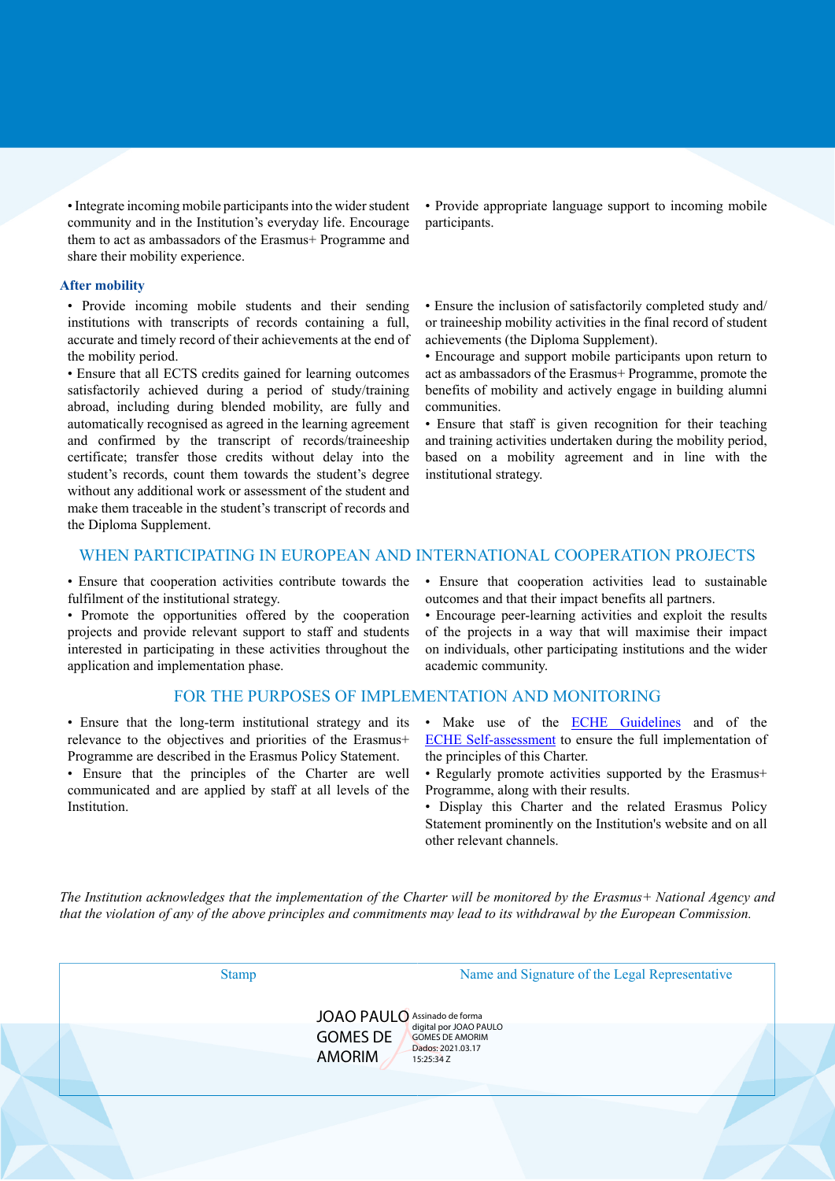• Integrate incoming mobile participants into the wider student community and in the Institution's everyday life. Encourage them to act as ambassadors of the Erasmus+ Programme and share their mobility experience.

• Provide appropriate language support to incoming mobile participants.

### After mobility

• Provide incoming mobile students and their sending institutions with transcripts of records containing a full, accurate and timely record of their achievements at the end of the mobility period.

• Ensure that all ECTS credits gained for learning outcomes satisfactorily achieved during a period of study/training abroad, including during blended mobility, are fully and automatically recognised as agreed in the learning agreement and confirmed by the transcript of records/traineeship certificate; transfer those credits without delay into the student's records, count them towards the student's degree without any additional work or assessment of the student and make them traceable in the student's transcript of records and the Diploma Supplement.

• Ensure the inclusion of satisfactorily completed study and/or traineeship mobility activities in the final record of student achievements (the Diploma Supplement).

• Encourage and support mobile participants upon return to act as ambassadors of the Erasmus+ Programme, promote the benefits of mobility and actively engage in building alumni communities.

• Ensure that staff is given recognition for their teaching and training activities undertaken during the mobility period, based on a mobility agreement and in line with the institutional strategy.

## WHEN PARTICIPATING IN EUROPEAN AND INTERNATIONAL COOPERATION PROJECTS

• Ensure that cooperation activities contribute towards the fulfilment of the institutional strategy.

• Promote the opportunities offered by the cooperation projects and provide relevant support to staff and students interested in participating in these activities throughout the application and implementation phase.

• Ensure that cooperation activities lead to sustainable outcomes and that their impact benefits all partners.

• Encourage peer-learning activities and exploit the results of the projects in a way that will maximise their impact on individuals, other participating institutions and the wider academic community.

## FOR THE PURPOSES OF IMPLEMENTATION AND MONITORING

• Ensure that the long-term institutional strategy and its relevance to the objectives and priorities of the Erasmus+ Programme are described in the Erasmus Policy Statement.

• Ensure that the principles of the Charter are well communicated and are applied by staff at all levels of the Institution.

• Make use of the [ECHE Guidelines] and of the [ECHE Self-assessment] to ensure the full implementation of the principles of this Charter.

• Regularly promote activities supported by the Erasmus+ Programme, along with their results.

• Display this Charter and the related Erasmus Policy Statement prominently on the Institution's website and on all other relevant channels.

*The Institution acknowledges that the implementation of the Charter will be monitored by the Erasmus+ National Agency and that the violation of any of the above principles and commitments may lead to its withdrawal by the European Commission.*

| Stamp | Name and Signature of the Legal Representative |
| --- | --- |
| | JOAO PAULO GOMES DE AMORIM — Assinado de forma digital por JOAO PAULO GOMES DE AMORIM Dados: 2021.03.17 15:25:34 Z |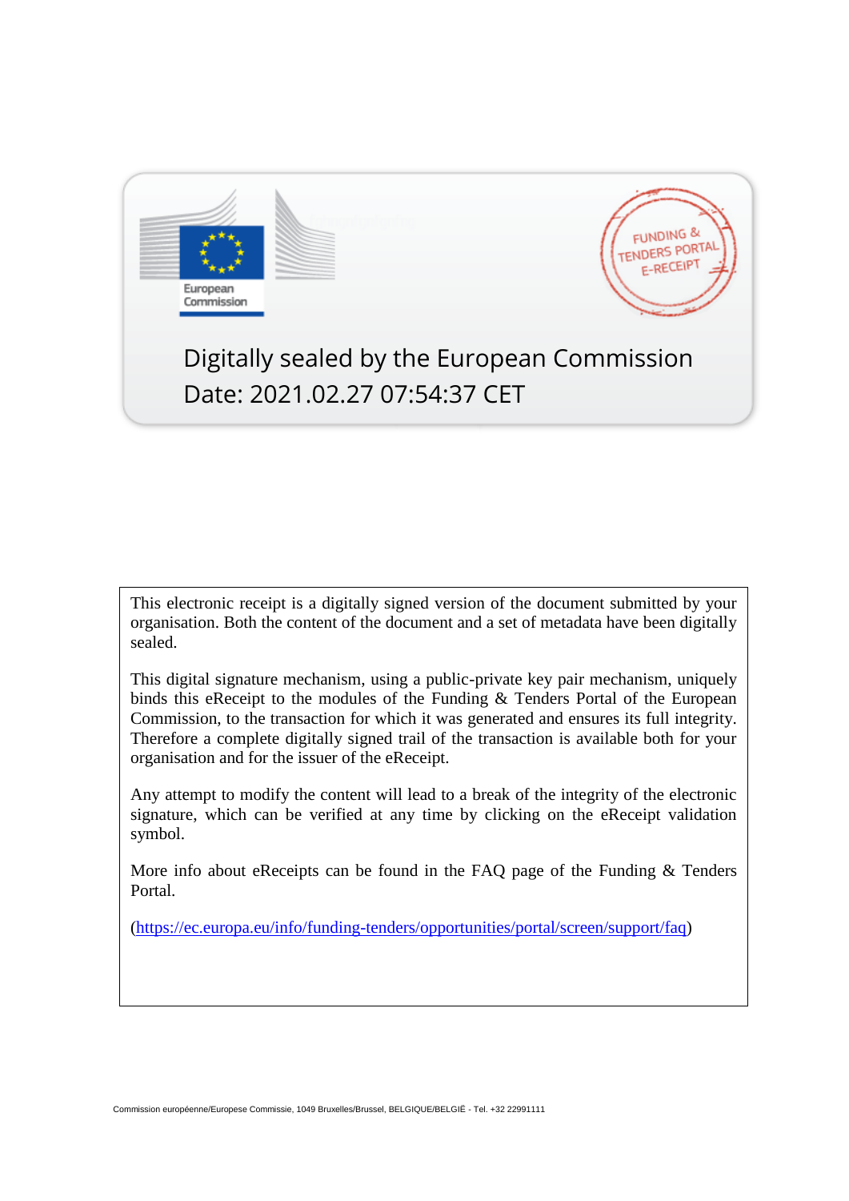European Commission

FUNDING & TENDERS PORTAL E-RECEIPT

Digitally sealed by the European Commission
Date: 2021.02.27 07:54:37 CET

This electronic receipt is a digitally signed version of the document submitted by your organisation. Both the content of the document and a set of metadata have been digitally sealed.

This digital signature mechanism, using a public-private key pair mechanism, uniquely binds this eReceipt to the modules of the Funding & Tenders Portal of the European Commission, to the transaction for which it was generated and ensures its full integrity. Therefore a complete digitally signed trail of the transaction is available both for your organisation and for the issuer of the eReceipt.

Any attempt to modify the content will lead to a break of the integrity of the electronic signature, which can be verified at any time by clicking on the eReceipt validation symbol.

More info about eReceipts can be found in the FAQ page of the Funding & Tenders Portal.

(https://ec.europa.eu/info/funding-tenders/opportunities/portal/screen/support/faq)

Commission européenne/Europese Commissie, 1049 Bruxelles/Brussel, BELGIQUE/BELGIË - Tel. +32 22991111